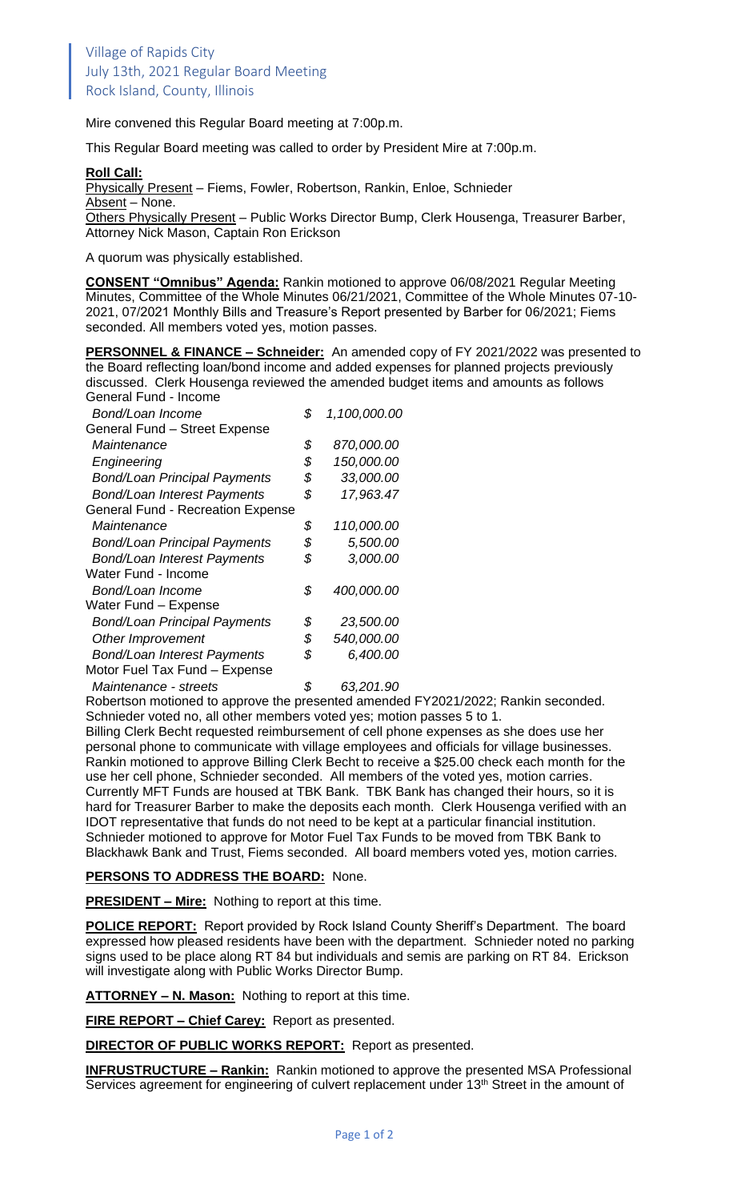Village of Rapids City
July 13th, 2021 Regular Board Meeting
Rock Island, County, Illinois

Mire convened this Regular Board meeting at 7:00p.m.

This Regular Board meeting was called to order by President Mire at 7:00p.m.

**Roll Call:**
Physically Present – Fiems, Fowler, Robertson, Rankin, Enloe, Schnieder
Absent – None.
Others Physically Present – Public Works Director Bump, Clerk Housenga, Treasurer Barber, Attorney Nick Mason, Captain Ron Erickson

A quorum was physically established.

**CONSENT "Omnibus" Agenda:** Rankin motioned to approve 06/08/2021 Regular Meeting Minutes, Committee of the Whole Minutes 06/21/2021, Committee of the Whole Minutes 07-10-2021, 07/2021 Monthly Bills and Treasure's Report presented by Barber for 06/2021; Fiems seconded. All members voted yes, motion passes.

**PERSONNEL & FINANCE – Schneider:** An amended copy of FY 2021/2022 was presented to the Board reflecting loan/bond income and added expenses for planned projects previously discussed. Clerk Housenga reviewed the amended budget items and amounts as follows

| | |
|---|---|
| General Fund - Income | |
| *Bond/Loan Income* | *$ 1,100,000.00* |
| General Fund – Street Expense | |
| *Maintenance* | *$ 870,000.00* |
| *Engineering* | *$ 150,000.00* |
| *Bond/Loan Principal Payments* | *$ 33,000.00* |
| *Bond/Loan Interest Payments* | *$ 17,963.47* |
| General Fund - Recreation Expense | |
| *Maintenance* | *$ 110,000.00* |
| *Bond/Loan Principal Payments* | *$ 5,500.00* |
| *Bond/Loan Interest Payments* | *$ 3,000.00* |
| Water Fund - Income | |
| *Bond/Loan Income* | *$ 400,000.00* |
| Water Fund – Expense | |
| *Bond/Loan Principal Payments* | *$ 23,500.00* |
| *Other Improvement* | *$ 540,000.00* |
| *Bond/Loan Interest Payments* | *$ 6,400.00* |
| Motor Fuel Tax Fund – Expense | |
| *Maintenance - streets* | *$ 63,201.90* |

Robertson motioned to approve the presented amended FY2021/2022; Rankin seconded. Schnieder voted no, all other members voted yes; motion passes 5 to 1.

Billing Clerk Becht requested reimbursement of cell phone expenses as she does use her personal phone to communicate with village employees and officials for village businesses. Rankin motioned to approve Billing Clerk Becht to receive a $25.00 check each month for the use her cell phone, Schnieder seconded. All members of the voted yes, motion carries.

Currently MFT Funds are housed at TBK Bank. TBK Bank has changed their hours, so it is hard for Treasurer Barber to make the deposits each month. Clerk Housenga verified with an IDOT representative that funds do not need to be kept at a particular financial institution. Schnieder motioned to approve for Motor Fuel Tax Funds to be moved from TBK Bank to Blackhawk Bank and Trust, Fiems seconded. All board members voted yes, motion carries.

**PERSONS TO ADDRESS THE BOARD:** None.

**PRESIDENT – Mire:** Nothing to report at this time.

**POLICE REPORT:** Report provided by Rock Island County Sheriff's Department. The board expressed how pleased residents have been with the department. Schnieder noted no parking signs used to be place along RT 84 but individuals and semis are parking on RT 84. Erickson will investigate along with Public Works Director Bump.

**ATTORNEY – N. Mason:** Nothing to report at this time.

**FIRE REPORT – Chief Carey:** Report as presented.

**DIRECTOR OF PUBLIC WORKS REPORT:** Report as presented.

**INFRUSTRUCTURE – Rankin:** Rankin motioned to approve the presented MSA Professional Services agreement for engineering of culvert replacement under 13th Street in the amount of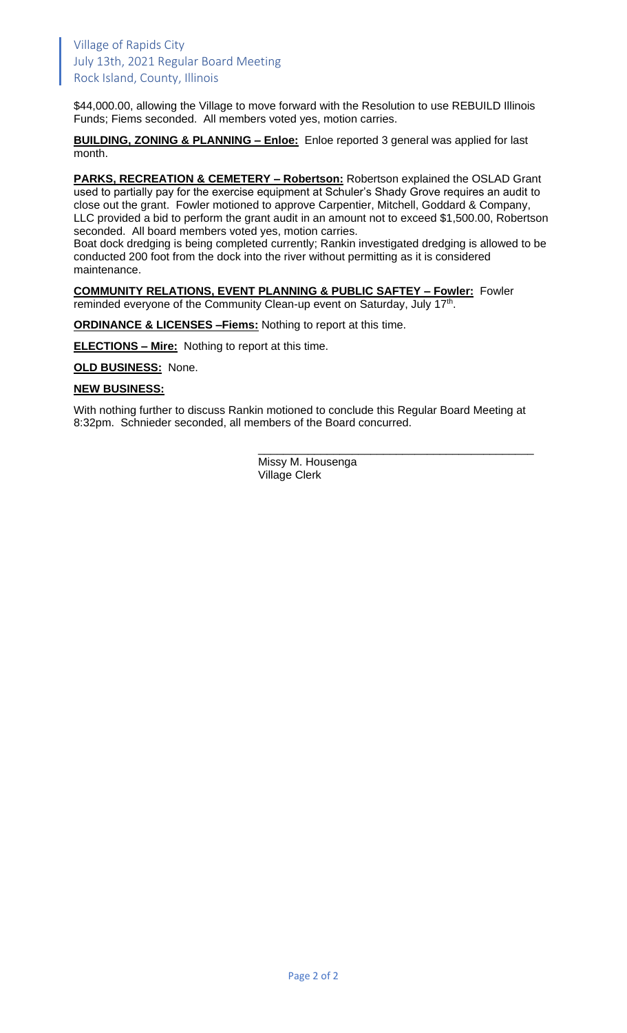$44,000.00, allowing the Village to move forward with the Resolution to use REBUILD Illinois Funds; Fiems seconded. All members voted yes, motion carries.

**BUILDING, ZONING & PLANNING – Enloe:** Enloe reported 3 general was applied for last month.

**PARKS, RECREATION & CEMETERY – Robertson:** Robertson explained the OSLAD Grant used to partially pay for the exercise equipment at Schuler's Shady Grove requires an audit to close out the grant. Fowler motioned to approve Carpentier, Mitchell, Goddard & Company, LLC provided a bid to perform the grant audit in an amount not to exceed $1,500.00, Robertson seconded. All board members voted yes, motion carries.

Boat dock dredging is being completed currently; Rankin investigated dredging is allowed to be conducted 200 foot from the dock into the river without permitting as it is considered maintenance.

**COMMUNITY RELATIONS, EVENT PLANNING & PUBLIC SAFTEY – Fowler:** Fowler reminded everyone of the Community Clean-up event on Saturday, July 17th.

**ORDINANCE & LICENSES –Fiems:** Nothing to report at this time.

**ELECTIONS – Mire:** Nothing to report at this time.

**OLD BUSINESS:** None.

**NEW BUSINESS:**

With nothing further to discuss Rankin motioned to conclude this Regular Board Meeting at 8:32pm. Schnieder seconded, all members of the Board concurred.

\_\_\_\_\_\_\_\_\_\_\_\_\_\_\_\_\_\_\_\_\_\_\_\_\_\_\_\_\_\_\_\_\_\_\_\_\_\_\_\_\_\_\_\_

Missy M. Housenga
Village Clerk